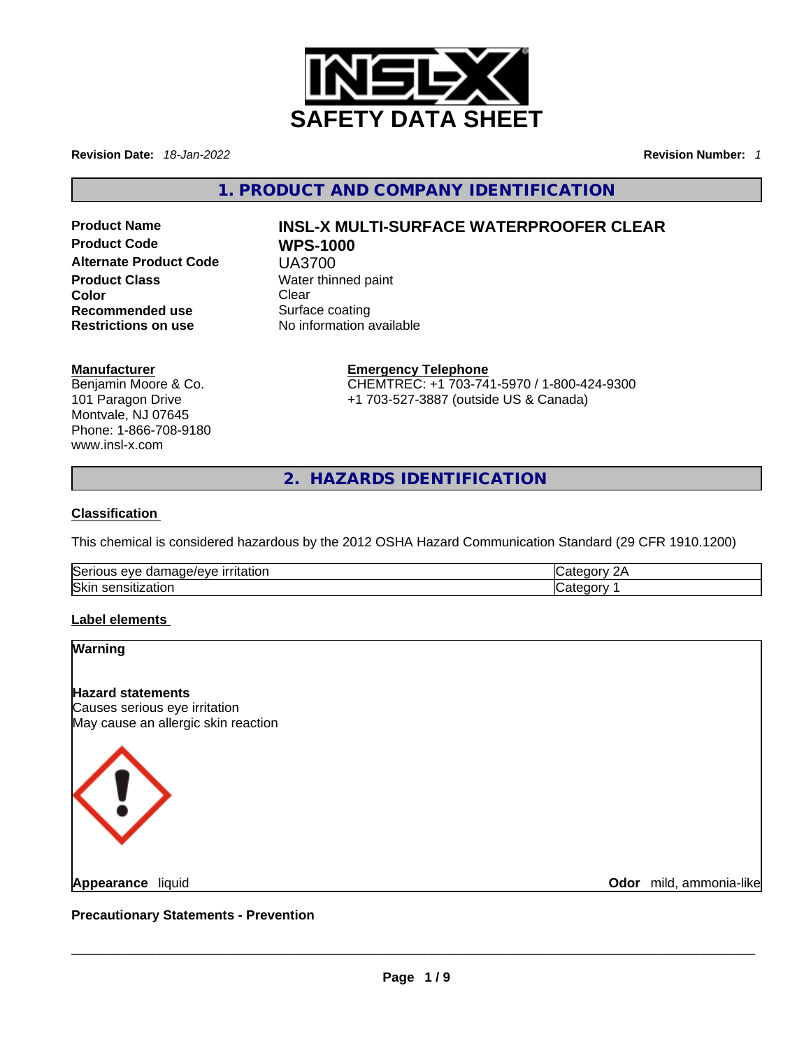# SAFETY DATA SHEET

**Revision Date:** *18-Jan-2022* **Revision Number:** *1*

## 1. PRODUCT AND COMPANY IDENTIFICATION

**Product Name** **INSL-X MULTI-SURFACE WATERPROOFER CLEAR**
**Product Code** **WPS-1000**
**Alternate Product Code** UA3700
**Product Class** Water thinned paint
**Color** Clear
**Recommended use** Surface coating
**Restrictions on use** No information available

**Manufacturer**
Benjamin Moore & Co.
101 Paragon Drive
Montvale, NJ 07645
Phone: 1-866-708-9180
www.insl-x.com

**Emergency Telephone**
CHEMTREC: +1 703-741-5970 / 1-800-424-9300
+1 703-527-3887 (outside US & Canada)

## 2. HAZARDS IDENTIFICATION

**Classification**

This chemical is considered hazardous by the 2012 OSHA Hazard Communication Standard (29 CFR 1910.1200)

| | |
|---|---|
| Serious eye damage/eye irritation | Category 2A |
| Skin sensitization | Category 1 |

**Label elements**

**Warning**

**Hazard statements**
Causes serious eye irritation
May cause an allergic skin reaction

**Appearance** liquid **Odor** mild, ammonia-like

**Precautionary Statements - Prevention**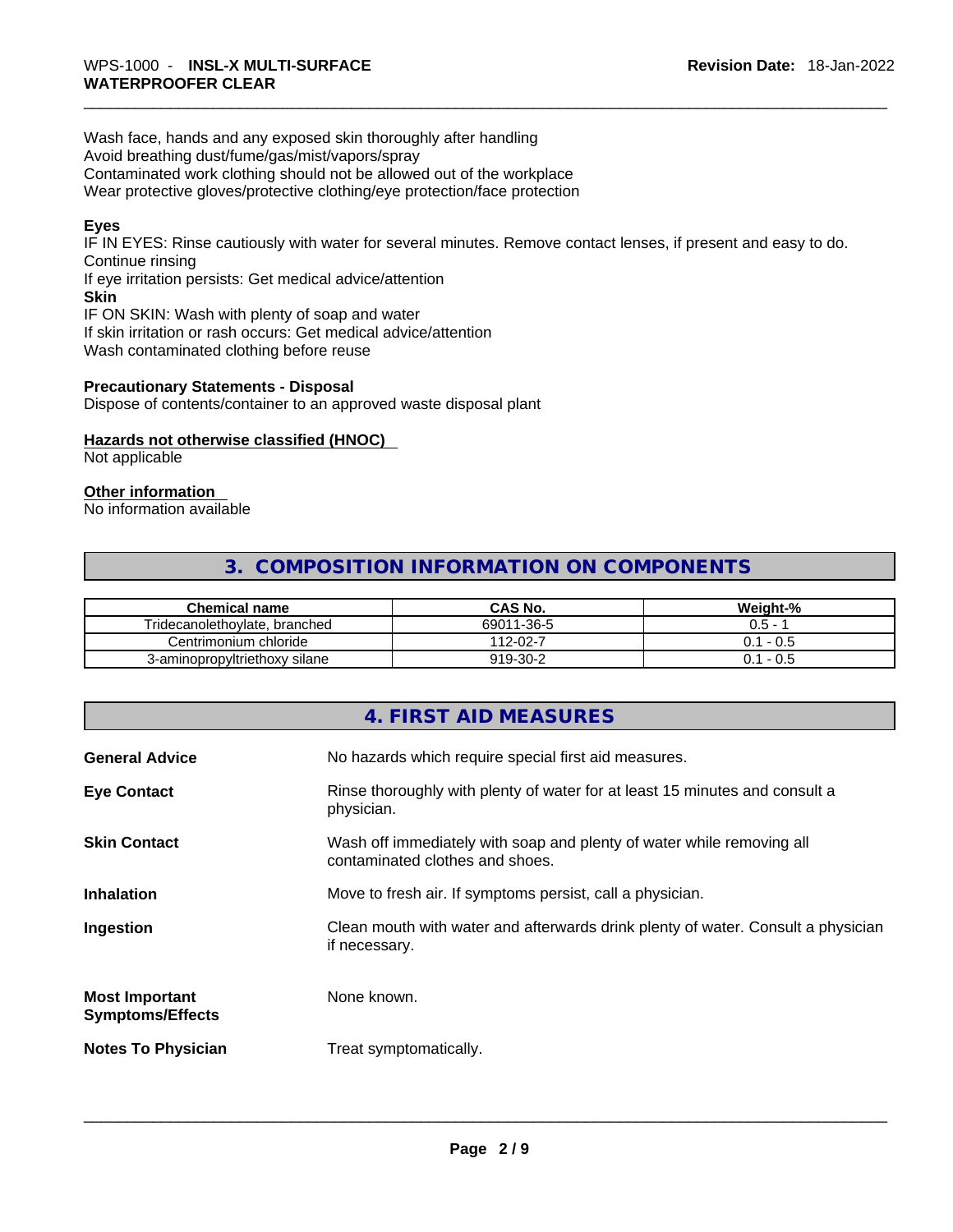Wash face, hands and any exposed skin thoroughly after handling
Avoid breathing dust/fume/gas/mist/vapors/spray
Contaminated work clothing should not be allowed out of the workplace
Wear protective gloves/protective clothing/eye protection/face protection

**Eyes**
IF IN EYES: Rinse cautiously with water for several minutes. Remove contact lenses, if present and easy to do. Continue rinsing
If eye irritation persists: Get medical advice/attention
**Skin**
IF ON SKIN: Wash with plenty of soap and water
If skin irritation or rash occurs: Get medical advice/attention
Wash contaminated clothing before reuse

**Precautionary Statements - Disposal**
Dispose of contents/container to an approved waste disposal plant

**Hazards not otherwise classified (HNOC)**
Not applicable

**Other information**
No information available

## 3. COMPOSITION INFORMATION ON COMPONENTS

| Chemical name | CAS No. | Weight-% |
| --- | --- | --- |
| Tridecanolethoylate, branched | 69011-36-5 | 0.5 - 1 |
| Centrimonium chloride | 112-02-7 | 0.1 - 0.5 |
| 3-aminopropyltriethoxy silane | 919-30-2 | 0.1 - 0.5 |

## 4. FIRST AID MEASURES

**General Advice** No hazards which require special first aid measures.

**Eye Contact** Rinse thoroughly with plenty of water for at least 15 minutes and consult a physician.

**Skin Contact** Wash off immediately with soap and plenty of water while removing all contaminated clothes and shoes.

**Inhalation** Move to fresh air. If symptoms persist, call a physician.

**Ingestion** Clean mouth with water and afterwards drink plenty of water. Consult a physician if necessary.

**Most Important Symptoms/Effects** None known.

**Notes To Physician** Treat symptomatically.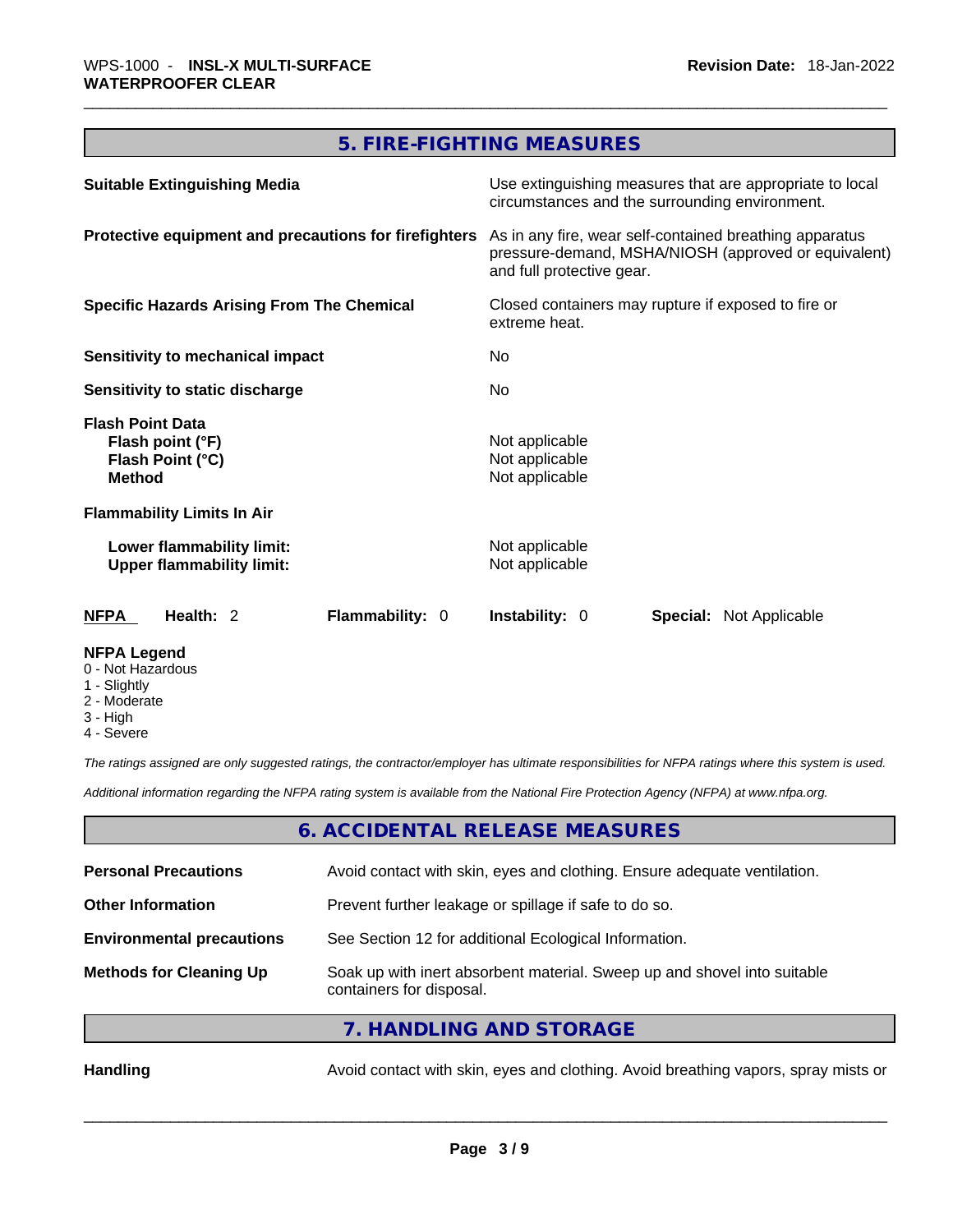## 5. FIRE-FIGHTING MEASURES

| | |
|---|---|
| **Suitable Extinguishing Media** | Use extinguishing measures that are appropriate to local circumstances and the surrounding environment. |
| **Protective equipment and precautions for firefighters** | As in any fire, wear self-contained breathing apparatus pressure-demand, MSHA/NIOSH (approved or equivalent) and full protective gear. |
| **Specific Hazards Arising From The Chemical** | Closed containers may rupture if exposed to fire or extreme heat. |
| **Sensitivity to mechanical impact** | No |
| **Sensitivity to static discharge** | No |

**Flash Point Data**

| | |
|---|---|
| **Flash point (°F)** | Not applicable |
| **Flash Point (°C)** | Not applicable |
| **Method** | Not applicable |

**Flammability Limits In Air**

| | |
|---|---|
| **Lower flammability limit:** | Not applicable |
| **Upper flammability limit:** | Not applicable |

| **NFPA** | **Health:** 2 | **Flammability:** 0 | **Instability:** 0 | **Special:** Not Applicable |
|---|---|---|---|---|

**NFPA Legend**
- 0 - Not Hazardous
- 1 - Slightly
- 2 - Moderate
- 3 - High
- 4 - Severe

*The ratings assigned are only suggested ratings, the contractor/employer has ultimate responsibilities for NFPA ratings where this system is used.*

*Additional information regarding the NFPA rating system is available from the National Fire Protection Agency (NFPA) at www.nfpa.org.*

## 6. ACCIDENTAL RELEASE MEASURES

| | |
|---|---|
| **Personal Precautions** | Avoid contact with skin, eyes and clothing. Ensure adequate ventilation. |
| **Other Information** | Prevent further leakage or spillage if safe to do so. |
| **Environmental precautions** | See Section 12 for additional Ecological Information. |
| **Methods for Cleaning Up** | Soak up with inert absorbent material. Sweep up and shovel into suitable containers for disposal. |

## 7. HANDLING AND STORAGE

| | |
|---|---|
| **Handling** | Avoid contact with skin, eyes and clothing. Avoid breathing vapors, spray mists or |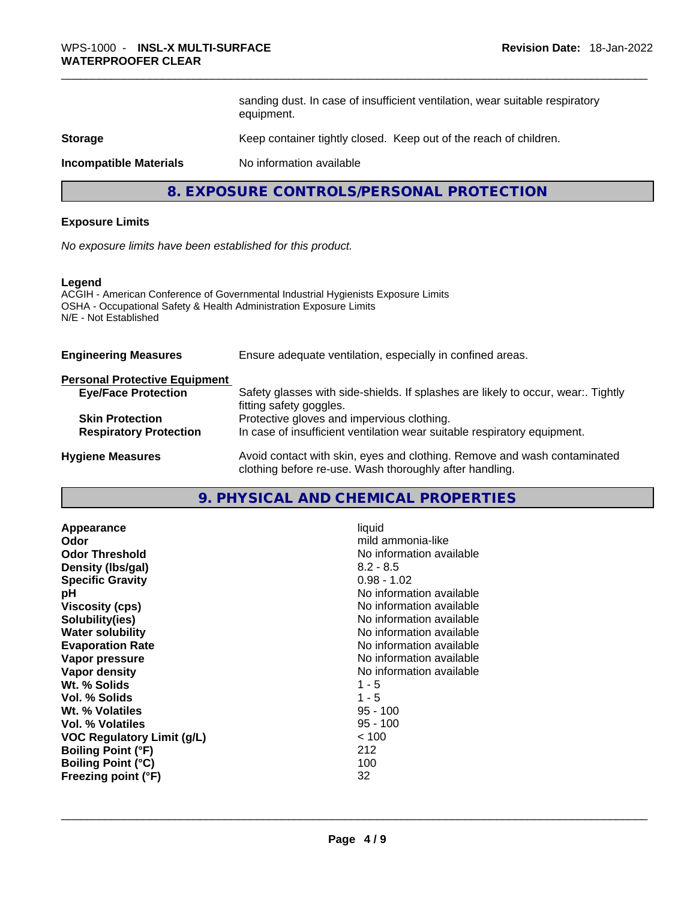| | |
|---|---|
| | sanding dust. In case of insufficient ventilation, wear suitable respiratory equipment. |
| **Storage** | Keep container tightly closed. Keep out of the reach of children. |
| **Incompatible Materials** | No information available |

## 8. EXPOSURE CONTROLS/PERSONAL PROTECTION

**Exposure Limits**

*No exposure limits have been established for this product.*

**Legend**
ACGIH - American Conference of Governmental Industrial Hygienists Exposure Limits
OSHA - Occupational Safety & Health Administration Exposure Limits
N/E - Not Established

| | |
|---|---|
| **Engineering Measures** | Ensure adequate ventilation, especially in confined areas. |
| **Personal Protective Equipment** | |
| **Eye/Face Protection** | Safety glasses with side-shields. If splashes are likely to occur, wear:. Tightly fitting safety goggles. |
| **Skin Protection** | Protective gloves and impervious clothing. |
| **Respiratory Protection** | In case of insufficient ventilation wear suitable respiratory equipment. |
| **Hygiene Measures** | Avoid contact with skin, eyes and clothing. Remove and wash contaminated clothing before re-use. Wash thoroughly after handling. |

## 9. PHYSICAL AND CHEMICAL PROPERTIES

| | |
|---|---|
| **Appearance** | liquid |
| **Odor** | mild ammonia-like |
| **Odor Threshold** | No information available |
| **Density (lbs/gal)** | 8.2 - 8.5 |
| **Specific Gravity** | 0.98 - 1.02 |
| **pH** | No information available |
| **Viscosity (cps)** | No information available |
| **Solubility(ies)** | No information available |
| **Water solubility** | No information available |
| **Evaporation Rate** | No information available |
| **Vapor pressure** | No information available |
| **Vapor density** | No information available |
| **Wt. % Solids** | 1 - 5 |
| **Vol. % Solids** | 1 - 5 |
| **Wt. % Volatiles** | 95 - 100 |
| **Vol. % Volatiles** | 95 - 100 |
| **VOC Regulatory Limit (g/L)** | < 100 |
| **Boiling Point (°F)** | 212 |
| **Boiling Point (°C)** | 100 |
| **Freezing point (°F)** | 32 |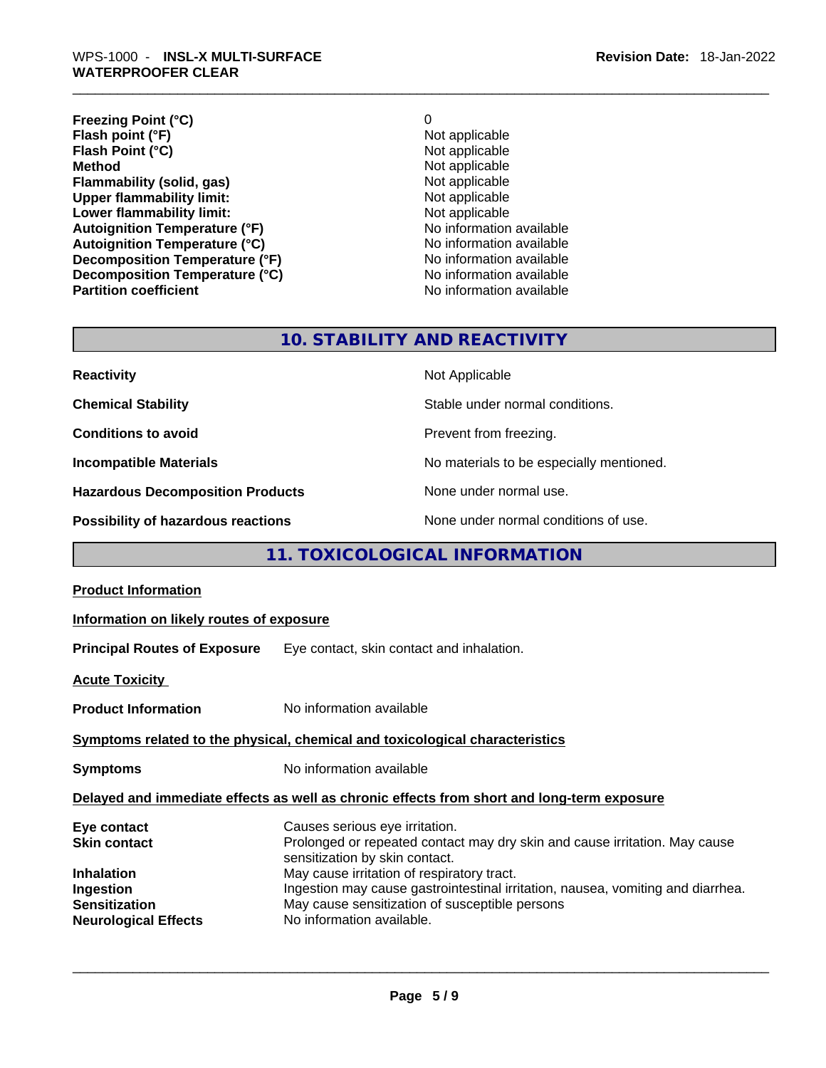| | |
|---|---|
| **Freezing Point (°C)** | 0 |
| **Flash point (°F)** | Not applicable |
| **Flash Point (°C)** | Not applicable |
| **Method** | Not applicable |
| **Flammability (solid, gas)** | Not applicable |
| **Upper flammability limit:** | Not applicable |
| **Lower flammability limit:** | Not applicable |
| **Autoignition Temperature (°F)** | No information available |
| **Autoignition Temperature (°C)** | No information available |
| **Decomposition Temperature (°F)** | No information available |
| **Decomposition Temperature (°C)** | No information available |
| **Partition coefficient** | No information available |

## 10. STABILITY AND REACTIVITY

| | |
|---|---|
| **Reactivity** | Not Applicable |
| **Chemical Stability** | Stable under normal conditions. |
| **Conditions to avoid** | Prevent from freezing. |
| **Incompatible Materials** | No materials to be especially mentioned. |
| **Hazardous Decomposition Products** | None under normal use. |
| **Possibility of hazardous reactions** | None under normal conditions of use. |

## 11. TOXICOLOGICAL INFORMATION

**Product Information**

**Information on likely routes of exposure**

**Principal Routes of Exposure** Eye contact, skin contact and inhalation.

**Acute Toxicity**

**Product Information** No information available

**Symptoms related to the physical, chemical and toxicological characteristics**

**Symptoms** No information available

**Delayed and immediate effects as well as chronic effects from short and long-term exposure**

| | |
|---|---|
| **Eye contact** | Causes serious eye irritation. |
| **Skin contact** | Prolonged or repeated contact may dry skin and cause irritation. May cause sensitization by skin contact. |
| **Inhalation** | May cause irritation of respiratory tract. |
| **Ingestion** | Ingestion may cause gastrointestinal irritation, nausea, vomiting and diarrhea. |
| **Sensitization** | May cause sensitization of susceptible persons |
| **Neurological Effects** | No information available. |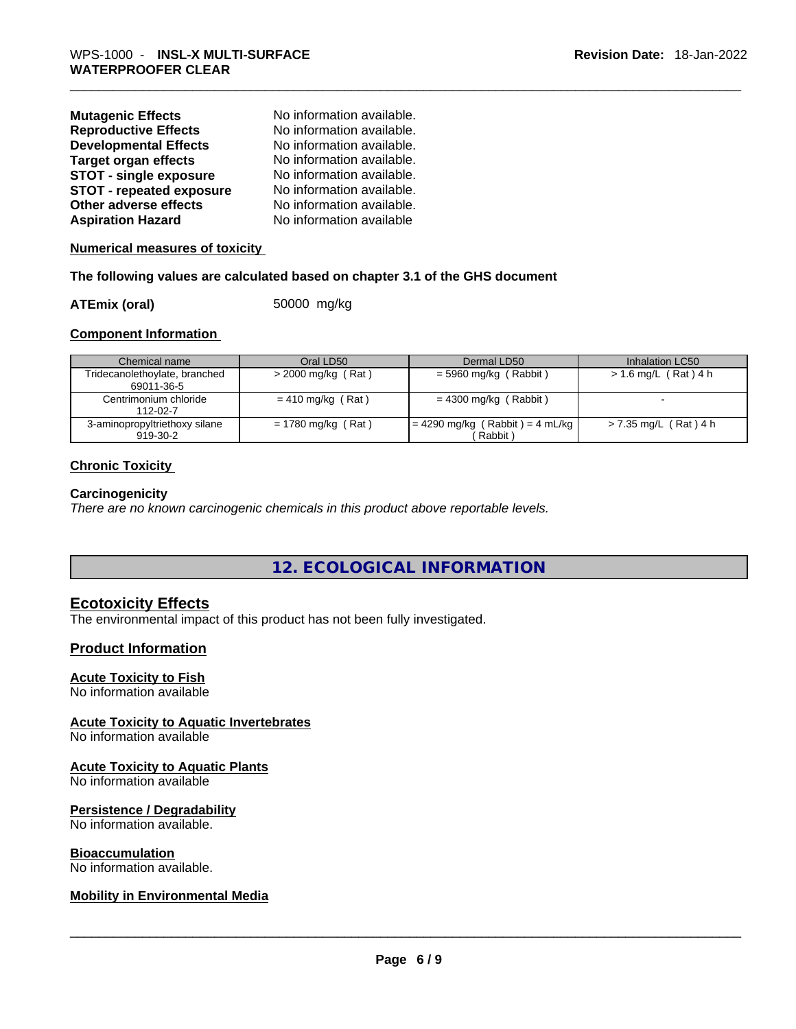| | |
|---|---|
| **Mutagenic Effects** | No information available. |
| **Reproductive Effects** | No information available. |
| **Developmental Effects** | No information available. |
| **Target organ effects** | No information available. |
| **STOT - single exposure** | No information available. |
| **STOT - repeated exposure** | No information available. |
| **Other adverse effects** | No information available. |
| **Aspiration Hazard** | No information available |

**Numerical measures of toxicity**

**The following values are calculated based on chapter 3.1 of the GHS document**

**ATEmix (oral)** 50000 mg/kg

**Component Information**

| Chemical name | Oral LD50 | Dermal LD50 | Inhalation LC50 |
|---|---|---|---|
| Tridecanolethoylate, branched 69011-36-5 | > 2000 mg/kg ( Rat ) | = 5960 mg/kg ( Rabbit ) | > 1.6 mg/L ( Rat ) 4 h |
| Centrimonium chloride 112-02-7 | = 410 mg/kg ( Rat ) | = 4300 mg/kg ( Rabbit ) | - |
| 3-aminopropyltriethoxy silane 919-30-2 | = 1780 mg/kg ( Rat ) | = 4290 mg/kg ( Rabbit ) = 4 mL/kg ( Rabbit ) | > 7.35 mg/L ( Rat ) 4 h |

**Chronic Toxicity**

**Carcinogenicity**

*There are no known carcinogenic chemicals in this product above reportable levels.*

## 12. ECOLOGICAL INFORMATION

### Ecotoxicity Effects

The environmental impact of this product has not been fully investigated.

### Product Information

**Acute Toxicity to Fish**

No information available

**Acute Toxicity to Aquatic Invertebrates**

No information available

**Acute Toxicity to Aquatic Plants**

No information available

**Persistence / Degradability**

No information available.

**Bioaccumulation**

No information available.

**Mobility in Environmental Media**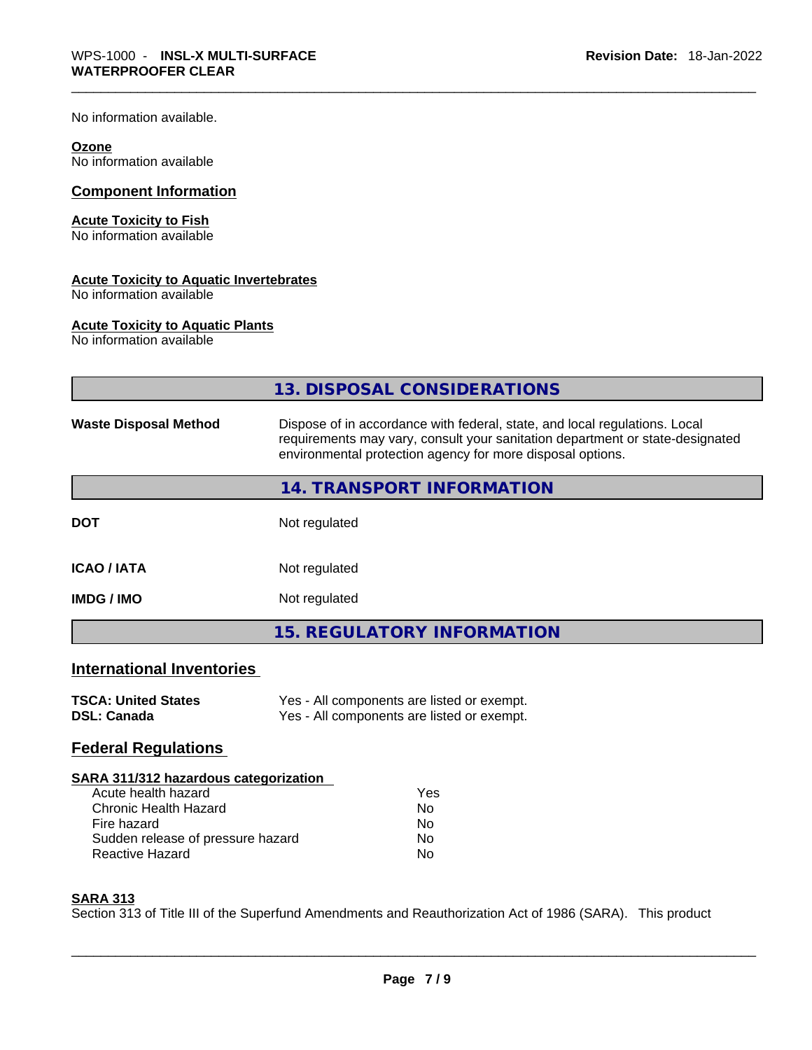No information available.

**Ozone**
No information available

## Component Information

**Acute Toxicity to Fish**
No information available

**Acute Toxicity to Aquatic Invertebrates**
No information available

**Acute Toxicity to Aquatic Plants**
No information available

## 13. DISPOSAL CONSIDERATIONS

| | |
|---|---|
| **Waste Disposal Method** | Dispose of in accordance with federal, state, and local regulations. Local requirements may vary, consult your sanitation department or state-designated environmental protection agency for more disposal options. |

## 14. TRANSPORT INFORMATION

| | |
|---|---|
| **DOT** | Not regulated |
| **ICAO / IATA** | Not regulated |
| **IMDG / IMO** | Not regulated |

## 15. REGULATORY INFORMATION

### International Inventories

| | |
|---|---|
| **TSCA: United States** | Yes - All components are listed or exempt. |
| **DSL: Canada** | Yes - All components are listed or exempt. |

### Federal Regulations

**SARA 311/312 hazardous categorization**

| | |
|---|---|
| Acute health hazard | Yes |
| Chronic Health Hazard | No |
| Fire hazard | No |
| Sudden release of pressure hazard | No |
| Reactive Hazard | No |

**SARA 313**
Section 313 of Title III of the Superfund Amendments and Reauthorization Act of 1986 (SARA). This product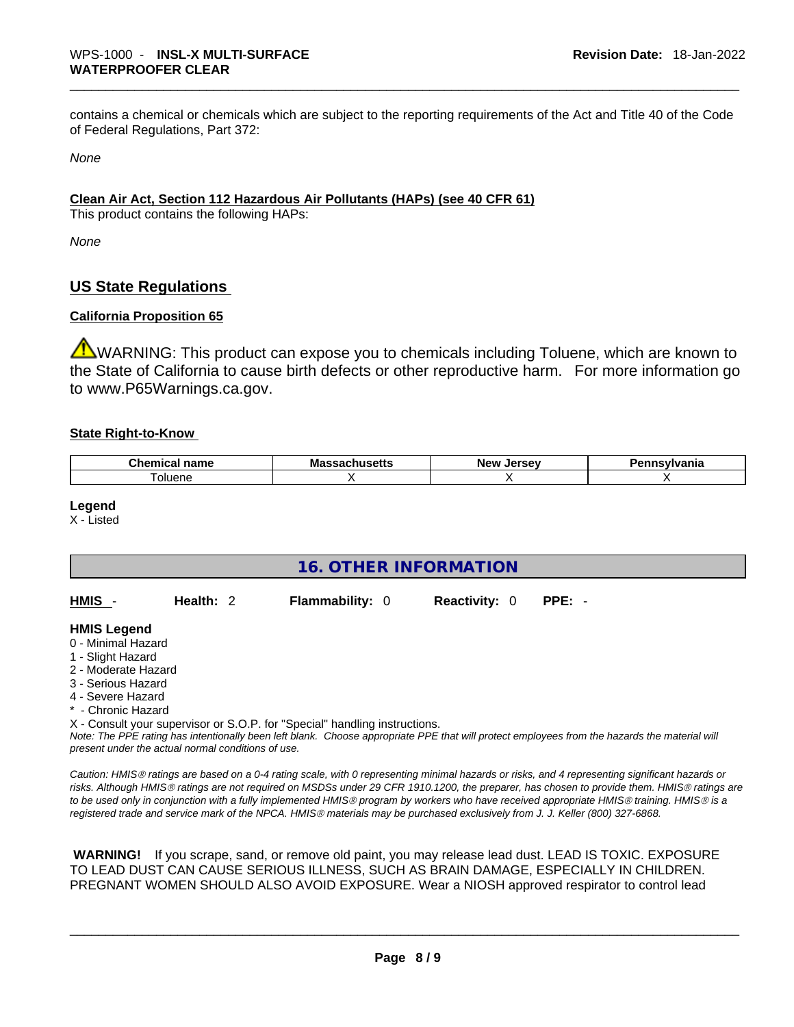contains a chemical or chemicals which are subject to the reporting requirements of the Act and Title 40 of the Code of Federal Regulations, Part 372:

*None*

**Clean Air Act, Section 112 Hazardous Air Pollutants (HAPs) (see 40 CFR 61)**

This product contains the following HAPs:

*None*

## US State Regulations

**California Proposition 65**

⚠WARNING: This product can expose you to chemicals including Toluene, which are known to the State of California to cause birth defects or other reproductive harm. For more information go to www.P65Warnings.ca.gov.

**State Right-to-Know**

| Chemical name | Massachusetts | New Jersey | Pennsylvania |
|---|---|---|---|
| Toluene | X | X | X |

**Legend**

X - Listed

## 16. OTHER INFORMATION

**HMIS** - **Health:** 2 **Flammability:** 0 **Reactivity:** 0 **PPE:** -

**HMIS Legend**

0 - Minimal Hazard
1 - Slight Hazard
2 - Moderate Hazard
3 - Serious Hazard
4 - Severe Hazard
* - Chronic Hazard
X - Consult your supervisor or S.O.P. for "Special" handling instructions.

*Note: The PPE rating has intentionally been left blank. Choose appropriate PPE that will protect employees from the hazards the material will present under the actual normal conditions of use.*

*Caution: HMIS® ratings are based on a 0-4 rating scale, with 0 representing minimal hazards or risks, and 4 representing significant hazards or risks. Although HMIS® ratings are not required on MSDSs under 29 CFR 1910.1200, the preparer, has chosen to provide them. HMIS® ratings are to be used only in conjunction with a fully implemented HMIS® program by workers who have received appropriate HMIS® training. HMIS® is a registered trade and service mark of the NPCA. HMIS® materials may be purchased exclusively from J. J. Keller (800) 327-6868.*

**WARNING!** If you scrape, sand, or remove old paint, you may release lead dust. LEAD IS TOXIC. EXPOSURE TO LEAD DUST CAN CAUSE SERIOUS ILLNESS, SUCH AS BRAIN DAMAGE, ESPECIALLY IN CHILDREN. PREGNANT WOMEN SHOULD ALSO AVOID EXPOSURE. Wear a NIOSH approved respirator to control lead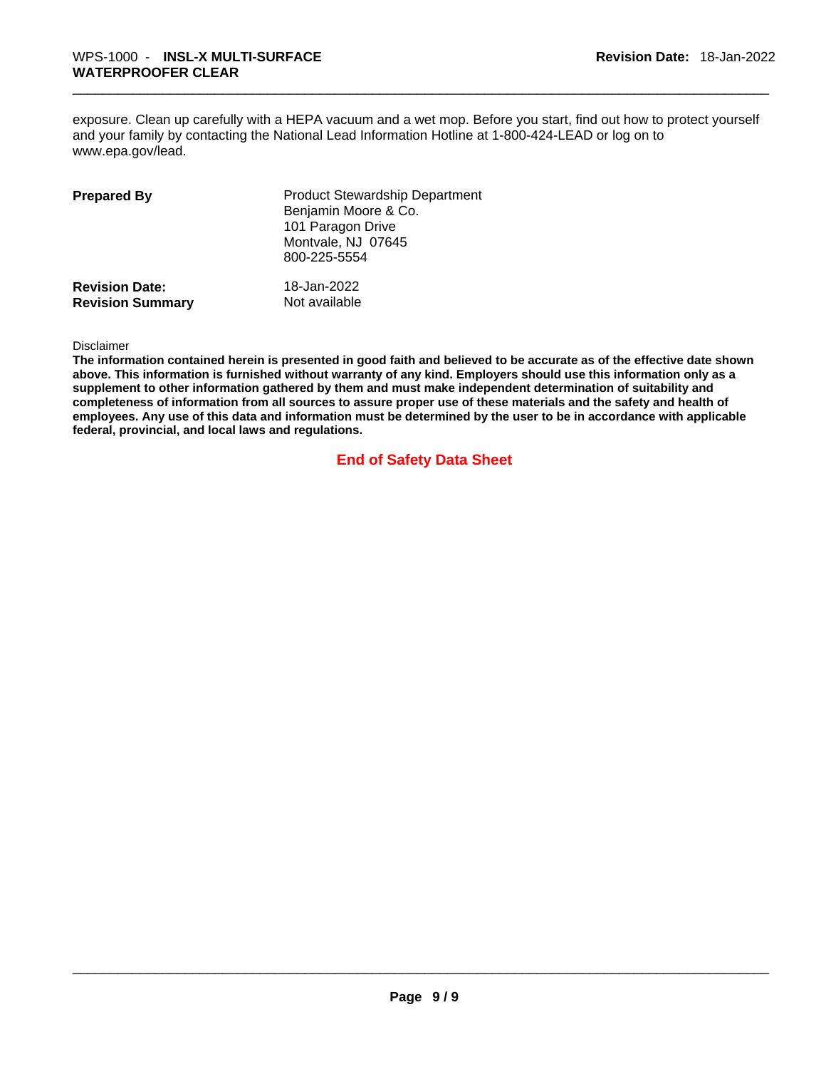exposure. Clean up carefully with a HEPA vacuum and a wet mop. Before you start, find out how to protect yourself and your family by contacting the National Lead Information Hotline at 1-800-424-LEAD or log on to www.epa.gov/lead.

| | |
|---|---|
| **Prepared By** | Product Stewardship Department<br>Benjamin Moore & Co.<br>101 Paragon Drive<br>Montvale, NJ 07645<br>800-225-5554 |
| **Revision Date:** | 18-Jan-2022 |
| **Revision Summary** | Not available |

Disclaimer

**The information contained herein is presented in good faith and believed to be accurate as of the effective date shown above. This information is furnished without warranty of any kind. Employers should use this information only as a supplement to other information gathered by them and must make independent determination of suitability and completeness of information from all sources to assure proper use of these materials and the safety and health of employees. Any use of this data and information must be determined by the user to be in accordance with applicable federal, provincial, and local laws and regulations.**

**End of Safety Data Sheet**